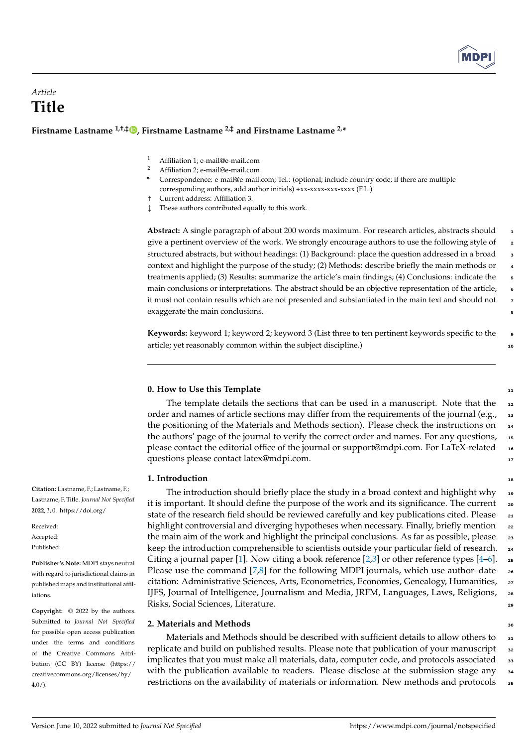*Article*

# Title

**Firstname Lastname [1,†,‡], Firstname Lastname [2,‡] and Firstname Lastname [2,*]**

[1] Affiliation 1; e-mail@e-mail.com
[2] Affiliation 2; e-mail@e-mail.com
* Correspondence: e-mail@e-mail.com; Tel.: (optional; include country code; if there are multiple corresponding authors, add author initials) +xx-xxxx-xxx-xxxx (F.L.)
† Current address: Affiliation 3.
‡ These authors contributed equally to this work.

**Abstract:** A single paragraph of about 200 words maximum. For research articles, abstracts should give a pertinent overview of the work. We strongly encourage authors to use the following style of structured abstracts, but without headings: (1) Background: place the question addressed in a broad context and highlight the purpose of the study; (2) Methods: describe briefly the main methods or treatments applied; (3) Results: summarize the article's main findings; (4) Conclusions: indicate the main conclusions or interpretations. The abstract should be an objective representation of the article, it must not contain results which are not presented and substantiated in the main text and should not exaggerate the main conclusions.

**Keywords:** keyword 1; keyword 2; keyword 3 (List three to ten pertinent keywords specific to the article; yet reasonably common within the subject discipline.)

**Citation:** Lastname, F.; Lastname, F.; Lastname, F. Title. *Journal Not Specified* **2022**, *1*, 0. https://doi.org/

Received:
Accepted:
Published:

**Publisher's Note:** MDPI stays neutral with regard to jurisdictional claims in published maps and institutional affiliations.

**Copyright:** © 2022 by the authors. Submitted to *Journal Not Specified* for possible open access publication under the terms and conditions of the Creative Commons Attribution (CC BY) license (https://creativecommons.org/licenses/by/4.0/).

## 0. How to Use this Template

The template details the sections that can be used in a manuscript. Note that the order and names of article sections may differ from the requirements of the journal (e.g., the positioning of the Materials and Methods section). Please check the instructions on the authors' page of the journal to verify the correct order and names. For any questions, please contact the editorial office of the journal or support@mdpi.com. For LaTeX-related questions please contact latex@mdpi.com.

## 1. Introduction

The introduction should briefly place the study in a broad context and highlight why it is important. It should define the purpose of the work and its significance. The current state of the research field should be reviewed carefully and key publications cited. Please highlight controversial and diverging hypotheses when necessary. Finally, briefly mention the main aim of the work and highlight the principal conclusions. As far as possible, please keep the introduction comprehensible to scientists outside your particular field of research. Citing a journal paper [1]. Now citing a book reference [2,3] or other reference types [4–6]. Please use the command [7,8] for the following MDPI journals, which use author–date citation: Administrative Sciences, Arts, Econometrics, Economies, Genealogy, Humanities, IJFS, Journal of Intelligence, Journalism and Media, JRFM, Languages, Laws, Religions, Risks, Social Sciences, Literature.

## 2. Materials and Methods

Materials and Methods should be described with sufficient details to allow others to replicate and build on published results. Please note that publication of your manuscript implicates that you must make all materials, data, computer code, and protocols associated with the publication available to readers. Please disclose at the submission stage any restrictions on the availability of materials or information. New methods and protocols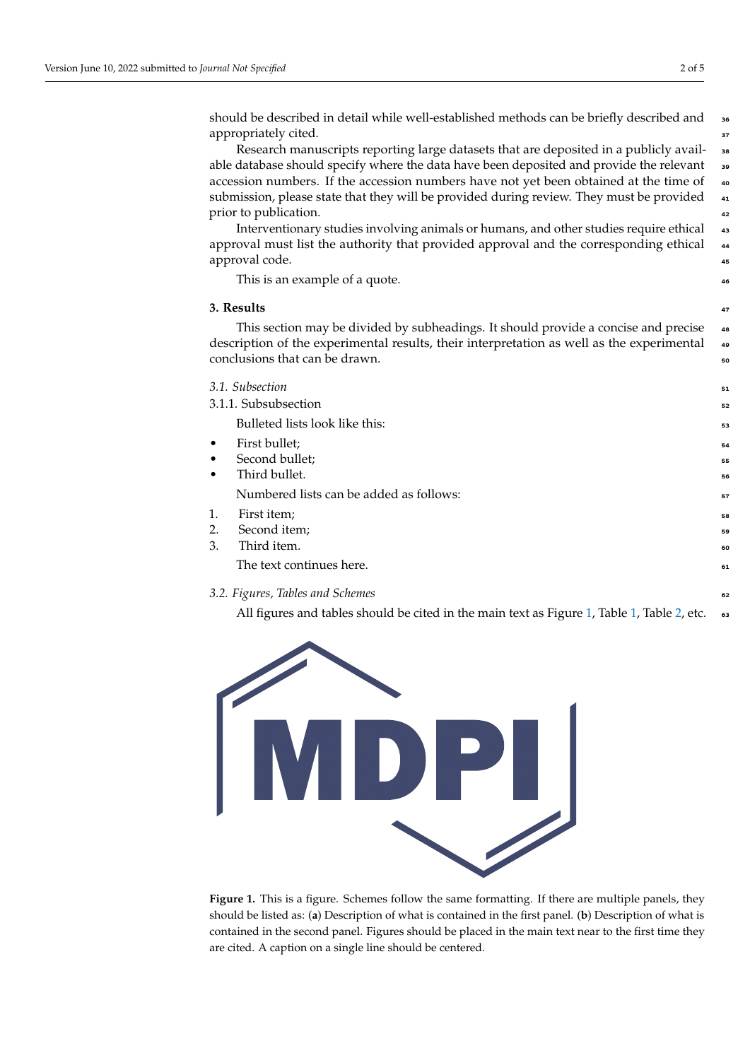should be described in detail while well-established methods can be briefly described and appropriately cited.

Research manuscripts reporting large datasets that are deposited in a publicly available database should specify where the data have been deposited and provide the relevant accession numbers. If the accession numbers have not yet been obtained at the time of submission, please state that they will be provided during review. They must be provided prior to publication.

Interventionary studies involving animals or humans, and other studies require ethical approval must list the authority that provided approval and the corresponding ethical approval code.

> This is an example of a quote.

## 3. Results

This section may be divided by subheadings. It should provide a concise and precise description of the experimental results, their interpretation as well as the experimental conclusions that can be drawn.

### *3.1. Subsection*

#### 3.1.1. Subsubsection

Bulleted lists look like this:

- First bullet;
- Second bullet;
- Third bullet.

Numbered lists can be added as follows:

1. First item;
2. Second item;
3. Third item.

The text continues here.

### *3.2. Figures, Tables and Schemes*

All figures and tables should be cited in the main text as Figure 1, Table 1, Table 2, etc.

**Figure 1.** This is a figure. Schemes follow the same formatting. If there are multiple panels, they should be listed as: (**a**) Description of what is contained in the first panel. (**b**) Description of what is contained in the second panel. Figures should be placed in the main text near to the first time they are cited. A caption on a single line should be centered.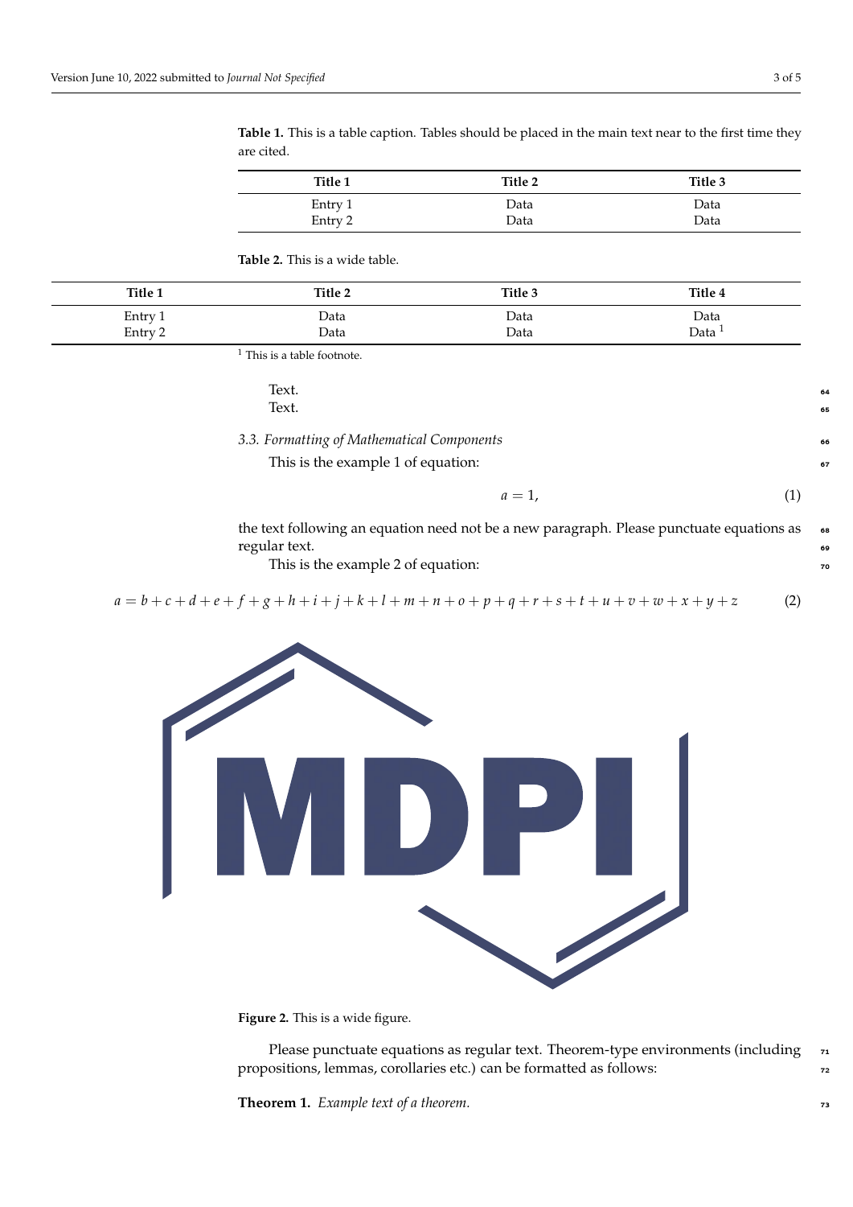**Table 1.** This is a table caption. Tables should be placed in the main text near to the first time they are cited.

| Title 1 | Title 2 | Title 3 |
|---|---|---|
| Entry 1 | Data | Data |
| Entry 2 | Data | Data |

**Table 2.** This is a wide table.

| Title 1 | Title 2 | Title 3 | Title 4 |
|---|---|---|---|
| Entry 1 | Data | Data | Data |
| Entry 2 | Data | Data | Data [1] |

[1] This is a table footnote.

Text.
Text.

### 3.3. Formatting of Mathematical Components

This is the example 1 of equation:

$$a = 1, \tag{1}$$

the text following an equation need not be a new paragraph. Please punctuate equations as regular text.

This is the example 2 of equation:

$$a = b + c + d + e + f + g + h + i + j + k + l + m + n + o + p + q + r + s + t + u + v + w + x + y + z \tag{2}$$

**Figure 2.** This is a wide figure.

Please punctuate equations as regular text. Theorem-type environments (including propositions, lemmas, corollaries etc.) can be formatted as follows:

**Theorem 1.** *Example text of a theorem.*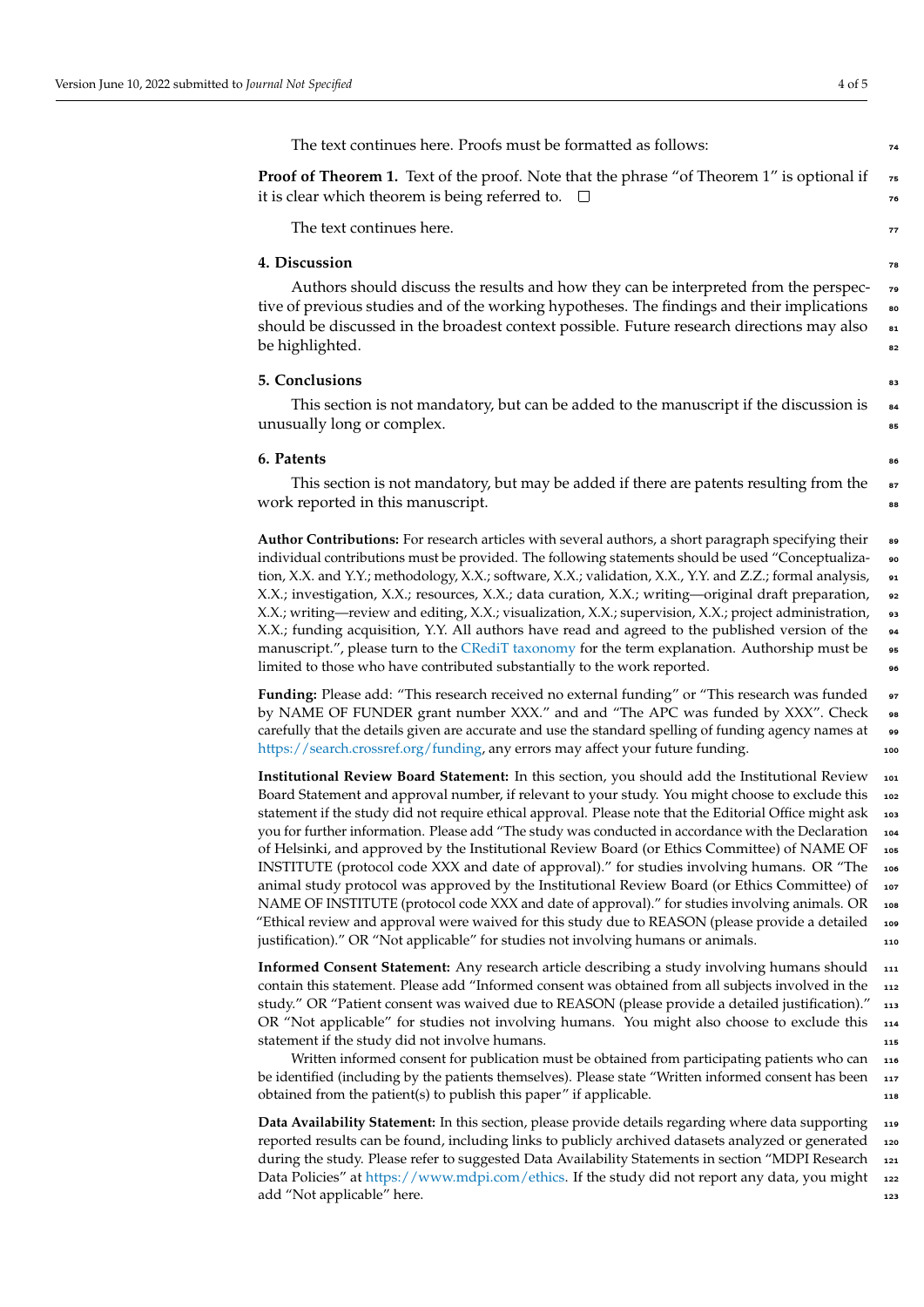The text continues here. Proofs must be formatted as follows:

**Proof of Theorem 1.** Text of the proof. Note that the phrase “of Theorem 1” is optional if it is clear which theorem is being referred to. □

The text continues here.

## 4. Discussion

Authors should discuss the results and how they can be interpreted from the perspective of previous studies and of the working hypotheses. The findings and their implications should be discussed in the broadest context possible. Future research directions may also be highlighted.

## 5. Conclusions

This section is not mandatory, but can be added to the manuscript if the discussion is unusually long or complex.

## 6. Patents

This section is not mandatory, but may be added if there are patents resulting from the work reported in this manuscript.

**Author Contributions:** For research articles with several authors, a short paragraph specifying their individual contributions must be provided. The following statements should be used “Conceptualization, X.X. and Y.Y.; methodology, X.X.; software, X.X.; validation, X.X., Y.Y. and Z.Z.; formal analysis, X.X.; investigation, X.X.; resources, X.X.; data curation, X.X.; writing—original draft preparation, X.X.; writing—review and editing, X.X.; visualization, X.X.; supervision, X.X.; project administration, X.X.; funding acquisition, Y.Y. All authors have read and agreed to the published version of the manuscript.”, please turn to the CRediT taxonomy for the term explanation. Authorship must be limited to those who have contributed substantially to the work reported.

**Funding:** Please add: “This research received no external funding” or “This research was funded by NAME OF FUNDER grant number XXX.” and and “The APC was funded by XXX”. Check carefully that the details given are accurate and use the standard spelling of funding agency names at https://search.crossref.org/funding, any errors may affect your future funding.

**Institutional Review Board Statement:** In this section, you should add the Institutional Review Board Statement and approval number, if relevant to your study. You might choose to exclude this statement if the study did not require ethical approval. Please note that the Editorial Office might ask you for further information. Please add “The study was conducted in accordance with the Declaration of Helsinki, and approved by the Institutional Review Board (or Ethics Committee) of NAME OF INSTITUTE (protocol code XXX and date of approval).” for studies involving humans. OR “The animal study protocol was approved by the Institutional Review Board (or Ethics Committee) of NAME OF INSTITUTE (protocol code XXX and date of approval).” for studies involving animals. OR “Ethical review and approval were waived for this study due to REASON (please provide a detailed justification).” OR “Not applicable” for studies not involving humans or animals.

**Informed Consent Statement:** Any research article describing a study involving humans should contain this statement. Please add “Informed consent was obtained from all subjects involved in the study.” OR “Patient consent was waived due to REASON (please provide a detailed justification).” OR “Not applicable” for studies not involving humans. You might also choose to exclude this statement if the study did not involve humans.

Written informed consent for publication must be obtained from participating patients who can be identified (including by the patients themselves). Please state “Written informed consent has been obtained from the patient(s) to publish this paper” if applicable.

**Data Availability Statement:** In this section, please provide details regarding where data supporting reported results can be found, including links to publicly archived datasets analyzed or generated during the study. Please refer to suggested Data Availability Statements in section “MDPI Research Data Policies” at https://www.mdpi.com/ethics. If the study did not report any data, you might add “Not applicable” here.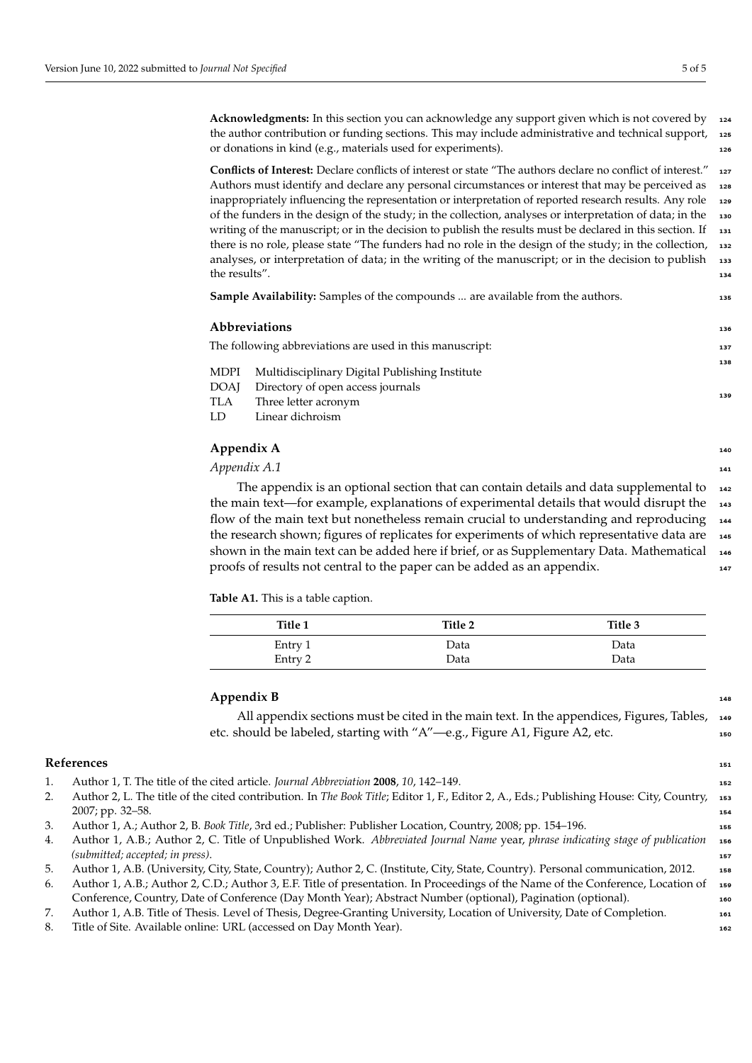**Acknowledgments:** In this section you can acknowledge any support given which is not covered by the author contribution or funding sections. This may include administrative and technical support, or donations in kind (e.g., materials used for experiments).

**Conflicts of Interest:** Declare conflicts of interest or state "The authors declare no conflict of interest." Authors must identify and declare any personal circumstances or interest that may be perceived as inappropriately influencing the representation or interpretation of reported research results. Any role of the funders in the design of the study; in the collection, analyses or interpretation of data; in the writing of the manuscript; or in the decision to publish the results must be declared in this section. If there is no role, please state "The funders had no role in the design of the study; in the collection, analyses, or interpretation of data; in the writing of the manuscript; or in the decision to publish the results".

**Sample Availability:** Samples of the compounds ... are available from the authors.

## Abbreviations

The following abbreviations are used in this manuscript:

| | |
|---|---|
| MDPI | Multidisciplinary Digital Publishing Institute |
| DOAJ | Directory of open access journals |
| TLA | Three letter acronym |
| LD | Linear dichroism |

## Appendix A

### *Appendix A.1*

The appendix is an optional section that can contain details and data supplemental to the main text—for example, explanations of experimental details that would disrupt the flow of the main text but nonetheless remain crucial to understanding and reproducing the research shown; figures of replicates for experiments of which representative data are shown in the main text can be added here if brief, or as Supplementary Data. Mathematical proofs of results not central to the paper can be added as an appendix.

**Table A1.** This is a table caption.

| **Title 1** | **Title 2** | **Title 3** |
|---|---|---|
| Entry 1 | Data | Data |
| Entry 2 | Data | Data |

## Appendix B

All appendix sections must be cited in the main text. In the appendices, Figures, Tables, etc. should be labeled, starting with "A"—e.g., Figure A1, Figure A2, etc.

## References

1. Author 1, T. The title of the cited article. *Journal Abbreviation* **2008**, *10*, 142–149.
2. Author 2, L. The title of the cited contribution. In *The Book Title*; Editor 1, F., Editor 2, A., Eds.; Publishing House: City, Country, 2007; pp. 32–58.
3. Author 1, A.; Author 2, B. *Book Title*, 3rd ed.; Publisher: Publisher Location, Country, 2008; pp. 154–196.
4. Author 1, A.B.; Author 2, C. Title of Unpublished Work. *Abbreviated Journal Name* year, *phrase indicating stage of publication (submitted; accepted; in press)*.
5. Author 1, A.B. (University, City, State, Country); Author 2, C. (Institute, City, State, Country). Personal communication, 2012.
6. Author 1, A.B.; Author 2, C.D.; Author 3, E.F. Title of presentation. In Proceedings of the Name of the Conference, Location of Conference, Country, Date of Conference (Day Month Year); Abstract Number (optional), Pagination (optional).
7. Author 1, A.B. Title of Thesis. Level of Thesis, Degree-Granting University, Location of University, Date of Completion.
8. Title of Site. Available online: URL (accessed on Day Month Year).